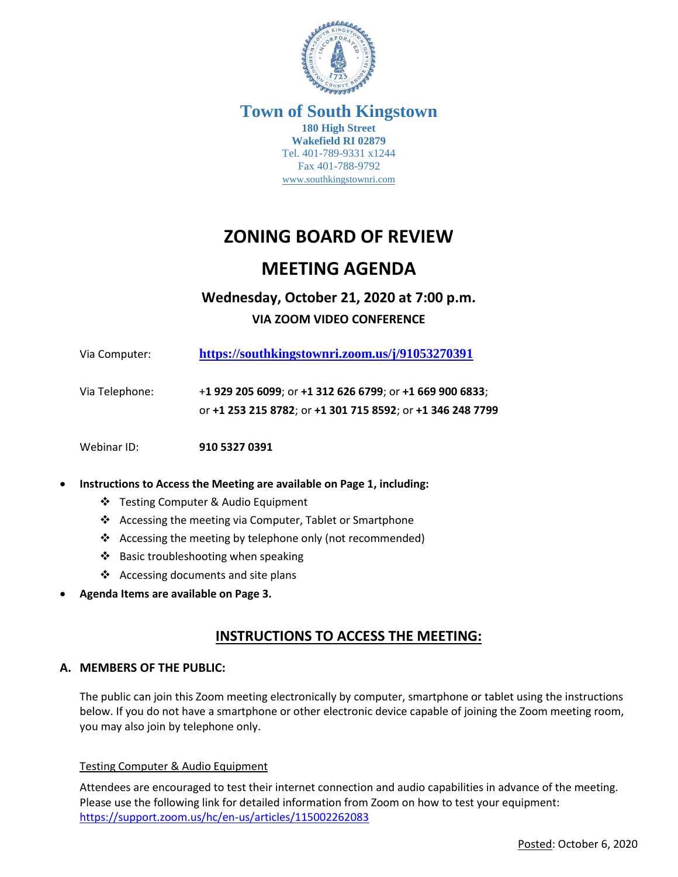# Town of South Kingstown

**180 High Street**
**Wakefield RI 02879**
Tel. 401-789-9331 x1244
Fax 401-788-9792
www.southkingstownri.com

# ZONING BOARD OF REVIEW

# MEETING AGENDA

## Wednesday, October 21, 2020 at 7:00 p.m.

**VIA ZOOM VIDEO CONFERENCE**

Via Computer: **https://southkingstownri.zoom.us/j/91053270391**

Via Telephone: +**1 929 205 6099**; or **+1 312 626 6799**; or **+1 669 900 6833**; or **+1 253 215 8782**; or **+1 301 715 8592**; or **+1 346 248 7799**

Webinar ID: **910 5327 0391**

- **Instructions to Access the Meeting are available on Page 1, including:**
  - Testing Computer & Audio Equipment
  - Accessing the meeting via Computer, Tablet or Smartphone
  - Accessing the meeting by telephone only (not recommended)
  - Basic troubleshooting when speaking
  - Accessing documents and site plans
- **Agenda Items are available on Page 3.**

## INSTRUCTIONS TO ACCESS THE MEETING:

### A. MEMBERS OF THE PUBLIC:

The public can join this Zoom meeting electronically by computer, smartphone or tablet using the instructions below. If you do not have a smartphone or other electronic device capable of joining the Zoom meeting room, you may also join by telephone only.

Testing Computer & Audio Equipment

Attendees are encouraged to test their internet connection and audio capabilities in advance of the meeting. Please use the following link for detailed information from Zoom on how to test your equipment: https://support.zoom.us/hc/en-us/articles/115002262083

Posted: October 6, 2020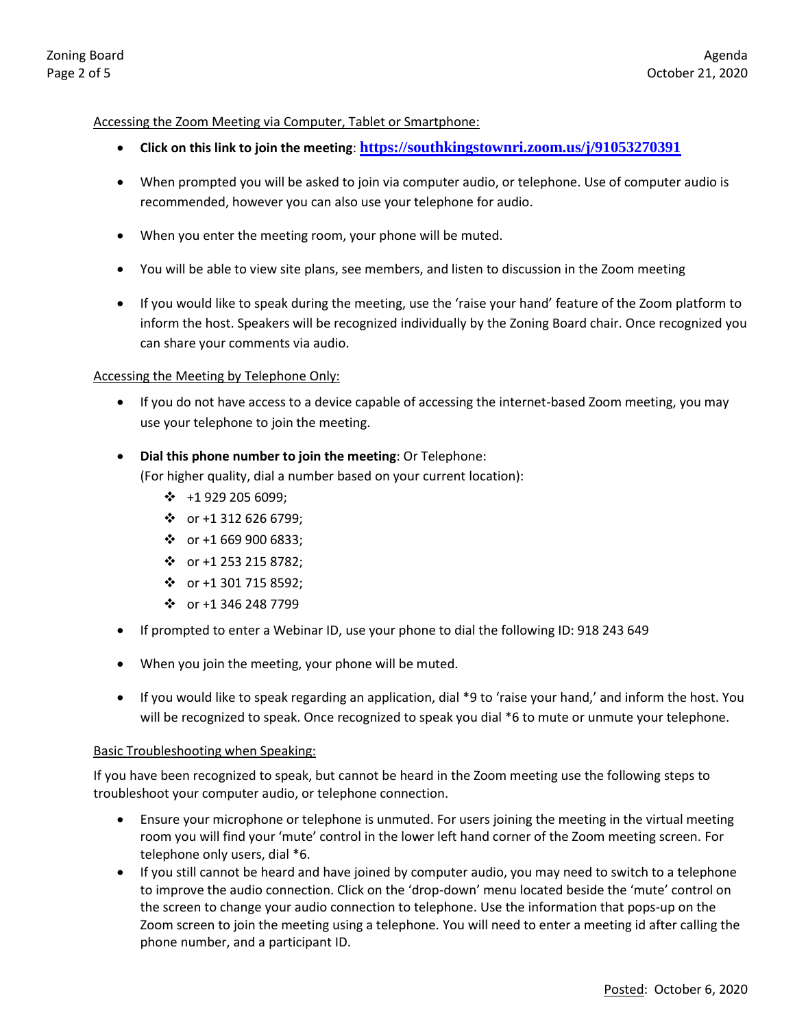Accessing the Zoom Meeting via Computer, Tablet or Smartphone:

- **Click on this link to join the meeting**: **https://southkingstownri.zoom.us/j/91053270391**
- When prompted you will be asked to join via computer audio, or telephone. Use of computer audio is recommended, however you can also use your telephone for audio.
- When you enter the meeting room, your phone will be muted.
- You will be able to view site plans, see members, and listen to discussion in the Zoom meeting
- If you would like to speak during the meeting, use the 'raise your hand' feature of the Zoom platform to inform the host. Speakers will be recognized individually by the Zoning Board chair. Once recognized you can share your comments via audio.

Accessing the Meeting by Telephone Only:

- If you do not have access to a device capable of accessing the internet-based Zoom meeting, you may use your telephone to join the meeting.
- **Dial this phone number to join the meeting**: Or Telephone:
  (For higher quality, dial a number based on your current location):
  - +1 929 205 6099;
  - or +1 312 626 6799;
  - or +1 669 900 6833;
  - or +1 253 215 8782;
  - or +1 301 715 8592;
  - or +1 346 248 7799
- If prompted to enter a Webinar ID, use your phone to dial the following ID: 918 243 649
- When you join the meeting, your phone will be muted.
- If you would like to speak regarding an application, dial *9 to 'raise your hand,' and inform the host. You will be recognized to speak. Once recognized to speak you dial *6 to mute or unmute your telephone.

Basic Troubleshooting when Speaking:

If you have been recognized to speak, but cannot be heard in the Zoom meeting use the following steps to troubleshoot your computer audio, or telephone connection.

- Ensure your microphone or telephone is unmuted. For users joining the meeting in the virtual meeting room you will find your 'mute' control in the lower left hand corner of the Zoom meeting screen. For telephone only users, dial *6.
- If you still cannot be heard and have joined by computer audio, you may need to switch to a telephone to improve the audio connection. Click on the 'drop-down' menu located beside the 'mute' control on the screen to change your audio connection to telephone. Use the information that pops-up on the Zoom screen to join the meeting using a telephone. You will need to enter a meeting id after calling the phone number, and a participant ID.

Posted: October 6, 2020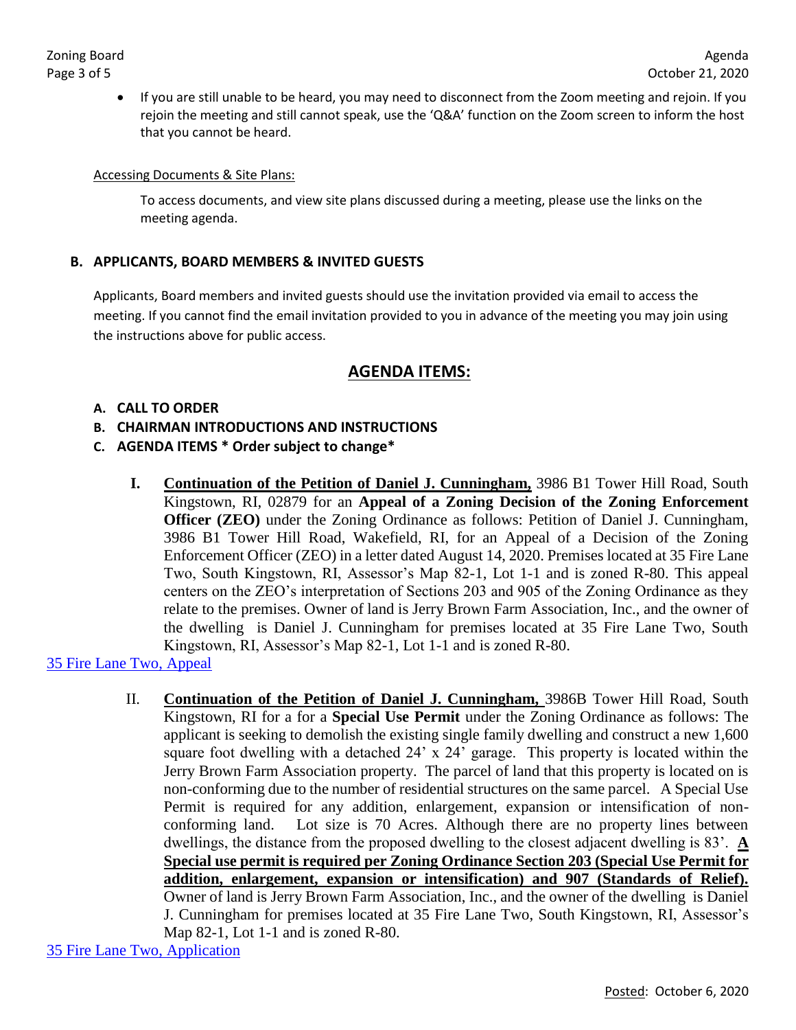- If you are still unable to be heard, you may need to disconnect from the Zoom meeting and rejoin. If you rejoin the meeting and still cannot speak, use the 'Q&A' function on the Zoom screen to inform the host that you cannot be heard.

Accessing Documents & Site Plans:

To access documents, and view site plans discussed during a meeting, please use the links on the meeting agenda.

### B. APPLICANTS, BOARD MEMBERS & INVITED GUESTS

Applicants, Board members and invited guests should use the invitation provided via email to access the meeting. If you cannot find the email invitation provided to you in advance of the meeting you may join using the instructions above for public access.

## AGENDA ITEMS:

**A. CALL TO ORDER**

**B. CHAIRMAN INTRODUCTIONS AND INSTRUCTIONS**

**C. AGENDA ITEMS * Order subject to change***

**I.** **Continuation of the Petition of Daniel J. Cunningham,** 3986 B1 Tower Hill Road, South Kingstown, RI, 02879 for an **Appeal of a Zoning Decision of the Zoning Enforcement Officer (ZEO)** under the Zoning Ordinance as follows: Petition of Daniel J. Cunningham, 3986 B1 Tower Hill Road, Wakefield, RI, for an Appeal of a Decision of the Zoning Enforcement Officer (ZEO) in a letter dated August 14, 2020. Premises located at 35 Fire Lane Two, South Kingstown, RI, Assessor's Map 82-1, Lot 1-1 and is zoned R-80. This appeal centers on the ZEO's interpretation of Sections 203 and 905 of the Zoning Ordinance as they relate to the premises. Owner of land is Jerry Brown Farm Association, Inc., and the owner of the dwelling is Daniel J. Cunningham for premises located at 35 Fire Lane Two, South Kingstown, RI, Assessor's Map 82-1, Lot 1-1 and is zoned R-80.

35 Fire Lane Two, Appeal

II. **Continuation of the Petition of Daniel J. Cunningham,** 3986B Tower Hill Road, South Kingstown, RI for a for a **Special Use Permit** under the Zoning Ordinance as follows: The applicant is seeking to demolish the existing single family dwelling and construct a new 1,600 square foot dwelling with a detached 24' x 24' garage. This property is located within the Jerry Brown Farm Association property. The parcel of land that this property is located on is non-conforming due to the number of residential structures on the same parcel. A Special Use Permit is required for any addition, enlargement, expansion or intensification of non-conforming land. Lot size is 70 Acres. Although there are no property lines between dwellings, the distance from the proposed dwelling to the closest adjacent dwelling is 83'. **A Special use permit is required per Zoning Ordinance Section 203 (Special Use Permit for addition, enlargement, expansion or intensification) and 907 (Standards of Relief).** Owner of land is Jerry Brown Farm Association, Inc., and the owner of the dwelling is Daniel J. Cunningham for premises located at 35 Fire Lane Two, South Kingstown, RI, Assessor's Map 82-1, Lot 1-1 and is zoned R-80.

35 Fire Lane Two, Application

Posted: October 6, 2020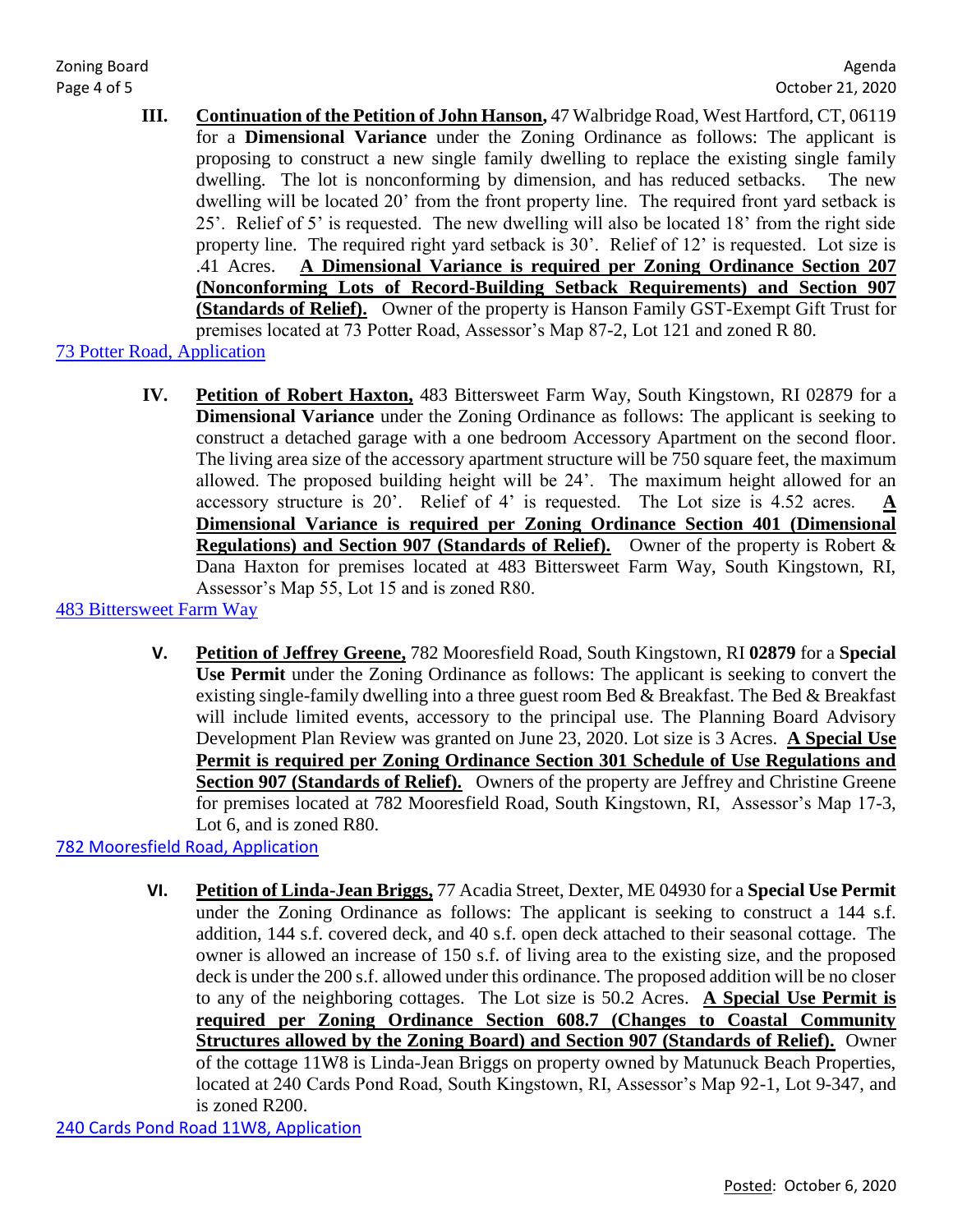**III.** **Continuation of the Petition of John Hanson,** 47 Walbridge Road, West Hartford, CT, 06119 for a **Dimensional Variance** under the Zoning Ordinance as follows: The applicant is proposing to construct a new single family dwelling to replace the existing single family dwelling. The lot is nonconforming by dimension, and has reduced setbacks. The new dwelling will be located 20' from the front property line. The required front yard setback is 25'. Relief of 5' is requested. The new dwelling will also be located 18' from the right side property line. The required right yard setback is 30'. Relief of 12' is requested. Lot size is .41 Acres. **A Dimensional Variance is required per Zoning Ordinance Section 207 (Nonconforming Lots of Record-Building Setback Requirements) and Section 907 (Standards of Relief).** Owner of the property is Hanson Family GST-Exempt Gift Trust for premises located at 73 Potter Road, Assessor's Map 87-2, Lot 121 and zoned R 80.

73 Potter Road, Application

**IV.** **Petition of Robert Haxton,** 483 Bittersweet Farm Way, South Kingstown, RI 02879 for a **Dimensional Variance** under the Zoning Ordinance as follows: The applicant is seeking to construct a detached garage with a one bedroom Accessory Apartment on the second floor. The living area size of the accessory apartment structure will be 750 square feet, the maximum allowed. The proposed building height will be 24'. The maximum height allowed for an accessory structure is 20'. Relief of 4' is requested. The Lot size is 4.52 acres. **A Dimensional Variance is required per Zoning Ordinance Section 401 (Dimensional Regulations) and Section 907 (Standards of Relief).** Owner of the property is Robert & Dana Haxton for premises located at 483 Bittersweet Farm Way, South Kingstown, RI, Assessor's Map 55, Lot 15 and is zoned R80.

483 Bittersweet Farm Way

**V.** **Petition of Jeffrey Greene,** 782 Mooresfield Road, South Kingstown, RI **02879** for a **Special Use Permit** under the Zoning Ordinance as follows: The applicant is seeking to convert the existing single-family dwelling into a three guest room Bed & Breakfast. The Bed & Breakfast will include limited events, accessory to the principal use. The Planning Board Advisory Development Plan Review was granted on June 23, 2020. Lot size is 3 Acres. **A Special Use Permit is required per Zoning Ordinance Section 301 Schedule of Use Regulations and Section 907 (Standards of Relief).** Owners of the property are Jeffrey and Christine Greene for premises located at 782 Mooresfield Road, South Kingstown, RI, Assessor's Map 17-3, Lot 6, and is zoned R80.

782 Mooresfield Road, Application

**VI.** **Petition of Linda-Jean Briggs,** 77 Acadia Street, Dexter, ME 04930 for a **Special Use Permit** under the Zoning Ordinance as follows: The applicant is seeking to construct a 144 s.f. addition, 144 s.f. covered deck, and 40 s.f. open deck attached to their seasonal cottage. The owner is allowed an increase of 150 s.f. of living area to the existing size, and the proposed deck is under the 200 s.f. allowed under this ordinance. The proposed addition will be no closer to any of the neighboring cottages. The Lot size is 50.2 Acres. **A Special Use Permit is required per Zoning Ordinance Section 608.7 (Changes to Coastal Community Structures allowed by the Zoning Board) and Section 907 (Standards of Relief).** Owner of the cottage 11W8 is Linda-Jean Briggs on property owned by Matunuck Beach Properties, located at 240 Cards Pond Road, South Kingstown, RI, Assessor's Map 92-1, Lot 9-347, and is zoned R200.

240 Cards Pond Road 11W8, Application

Posted: October 6, 2020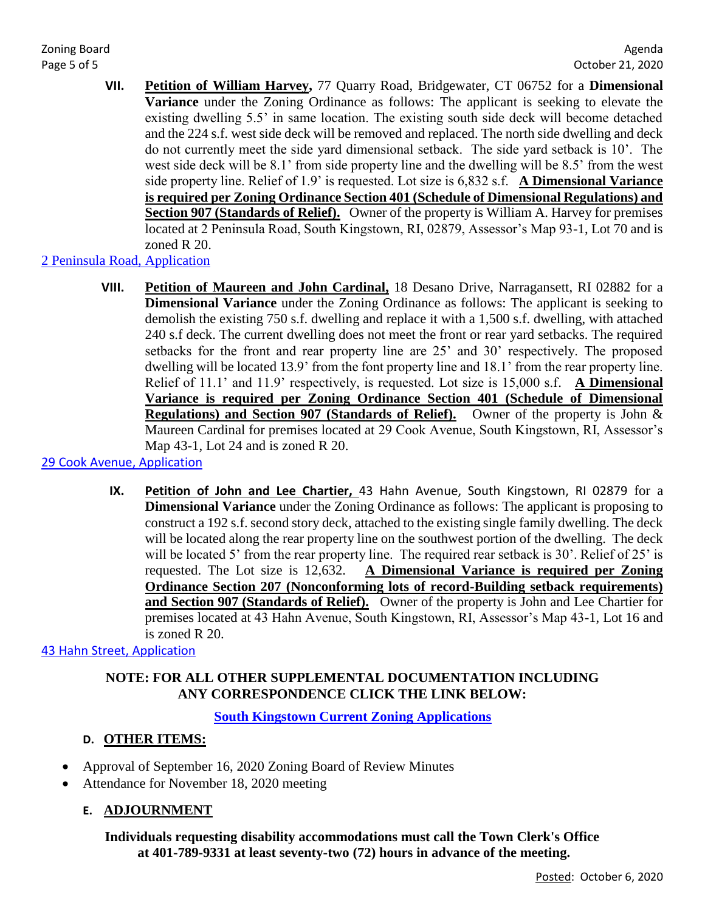**VII.** **Petition of William Harvey,** 77 Quarry Road, Bridgewater, CT 06752 for a **Dimensional Variance** under the Zoning Ordinance as follows: The applicant is seeking to elevate the existing dwelling 5.5' in same location. The existing south side deck will become detached and the 224 s.f. west side deck will be removed and replaced. The north side dwelling and deck do not currently meet the side yard dimensional setback. The side yard setback is 10'. The west side deck will be 8.1' from side property line and the dwelling will be 8.5' from the west side property line. Relief of 1.9' is requested. Lot size is 6,832 s.f. **A Dimensional Variance is required per Zoning Ordinance Section 401 (Schedule of Dimensional Regulations) and Section 907 (Standards of Relief).** Owner of the property is William A. Harvey for premises located at 2 Peninsula Road, South Kingstown, RI, 02879, Assessor's Map 93-1, Lot 70 and is zoned R 20.

2 Peninsula Road, Application

**VIII.** **Petition of Maureen and John Cardinal,** 18 Desano Drive, Narragansett, RI 02882 for a **Dimensional Variance** under the Zoning Ordinance as follows: The applicant is seeking to demolish the existing 750 s.f. dwelling and replace it with a 1,500 s.f. dwelling, with attached 240 s.f deck. The current dwelling does not meet the front or rear yard setbacks. The required setbacks for the front and rear property line are 25' and 30' respectively. The proposed dwelling will be located 13.9' from the font property line and 18.1' from the rear property line. Relief of 11.1' and 11.9' respectively, is requested. Lot size is 15,000 s.f. **A Dimensional Variance is required per Zoning Ordinance Section 401 (Schedule of Dimensional Regulations) and Section 907 (Standards of Relief).** Owner of the property is John & Maureen Cardinal for premises located at 29 Cook Avenue, South Kingstown, RI, Assessor's Map 43-1, Lot 24 and is zoned R 20.

29 Cook Avenue, Application

**IX.** **Petition of John and Lee Chartier,** 43 Hahn Avenue, South Kingstown, RI 02879 for a **Dimensional Variance** under the Zoning Ordinance as follows: The applicant is proposing to construct a 192 s.f. second story deck, attached to the existing single family dwelling. The deck will be located along the rear property line on the southwest portion of the dwelling. The deck will be located 5' from the rear property line. The required rear setback is 30'. Relief of 25' is requested. The Lot size is 12,632. **A Dimensional Variance is required per Zoning Ordinance Section 207 (Nonconforming lots of record-Building setback requirements) and Section 907 (Standards of Relief).** Owner of the property is John and Lee Chartier for premises located at 43 Hahn Avenue, South Kingstown, RI, Assessor's Map 43-1, Lot 16 and is zoned R 20.

43 Hahn Street, Application

**NOTE: FOR ALL OTHER SUPPLEMENTAL DOCUMENTATION INCLUDING ANY CORRESPONDENCE CLICK THE LINK BELOW:**

**South Kingstown Current Zoning Applications**

## D. OTHER ITEMS:

- Approval of September 16, 2020 Zoning Board of Review Minutes
- Attendance for November 18, 2020 meeting

## E. ADJOURNMENT

**Individuals requesting disability accommodations must call the Town Clerk's Office at 401-789-9331 at least seventy-two (72) hours in advance of the meeting.**

Posted: October 6, 2020